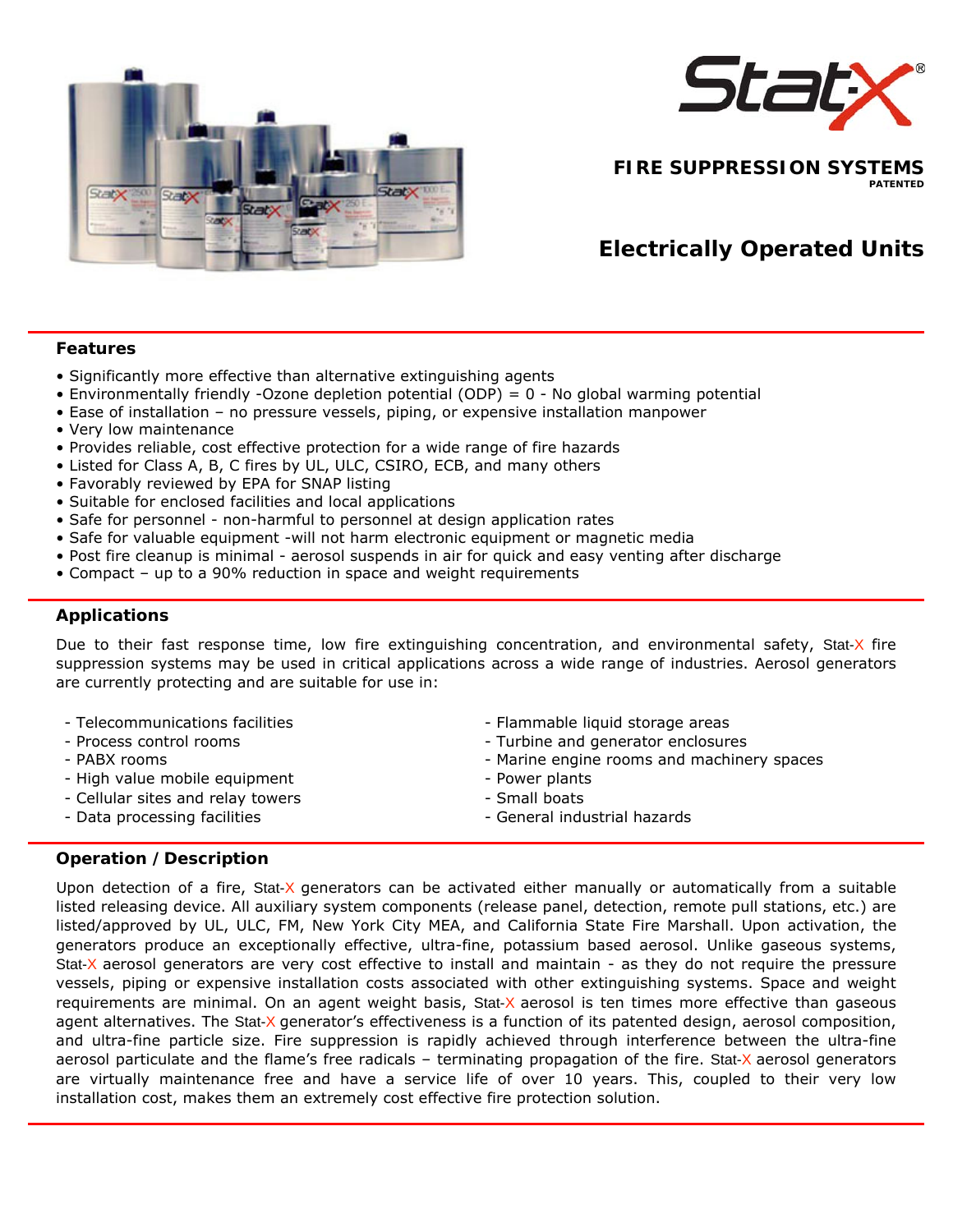Stat-X®

**FIRE SUPPRESSION SYSTEMS**
PATENTED

# Electrically Operated Units

## Features

- Significantly more effective than alternative extinguishing agents
- Environmentally friendly -Ozone depletion potential (ODP) = 0 - No global warming potential
- Ease of installation – no pressure vessels, piping, or expensive installation manpower
- Very low maintenance
- Provides reliable, cost effective protection for a wide range of fire hazards
- Listed for Class A, B, C fires by UL, ULC, CSIRO, ECB, and many others
- Favorably reviewed by EPA for SNAP listing
- Suitable for enclosed facilities and local applications
- Safe for personnel - non-harmful to personnel at design application rates
- Safe for valuable equipment -will not harm electronic equipment or magnetic media
- Post fire cleanup is minimal - aerosol suspends in air for quick and easy venting after discharge
- Compact – up to a 90% reduction in space and weight requirements

## Applications

Due to their fast response time, low fire extinguishing concentration, and environmental safety, Stat-X fire suppression systems may be used in critical applications across a wide range of industries. Aerosol generators are currently protecting and are suitable for use in:

- Telecommunications facilities
- Process control rooms
- PABX rooms
- High value mobile equipment
- Cellular sites and relay towers
- Data processing facilities
- Flammable liquid storage areas
- Turbine and generator enclosures
- Marine engine rooms and machinery spaces
- Power plants
- Small boats
- General industrial hazards

## Operation / Description

Upon detection of a fire, Stat-X generators can be activated either manually or automatically from a suitable listed releasing device. All auxiliary system components (release panel, detection, remote pull stations, etc.) are listed/approved by UL, ULC, FM, New York City MEA, and California State Fire Marshall. Upon activation, the generators produce an exceptionally effective, ultra-fine, potassium based aerosol. Unlike gaseous systems, Stat-X aerosol generators are very cost effective to install and maintain - as they do not require the pressure vessels, piping or expensive installation costs associated with other extinguishing systems. Space and weight requirements are minimal. On an agent weight basis, Stat-X aerosol is ten times more effective than gaseous agent alternatives. The Stat-X generator's effectiveness is a function of its patented design, aerosol composition, and ultra-fine particle size. Fire suppression is rapidly achieved through interference between the ultra-fine aerosol particulate and the flame's free radicals – terminating propagation of the fire. Stat-X aerosol generators are virtually maintenance free and have a service life of over 10 years. This, coupled to their very low installation cost, makes them an extremely cost effective fire protection solution.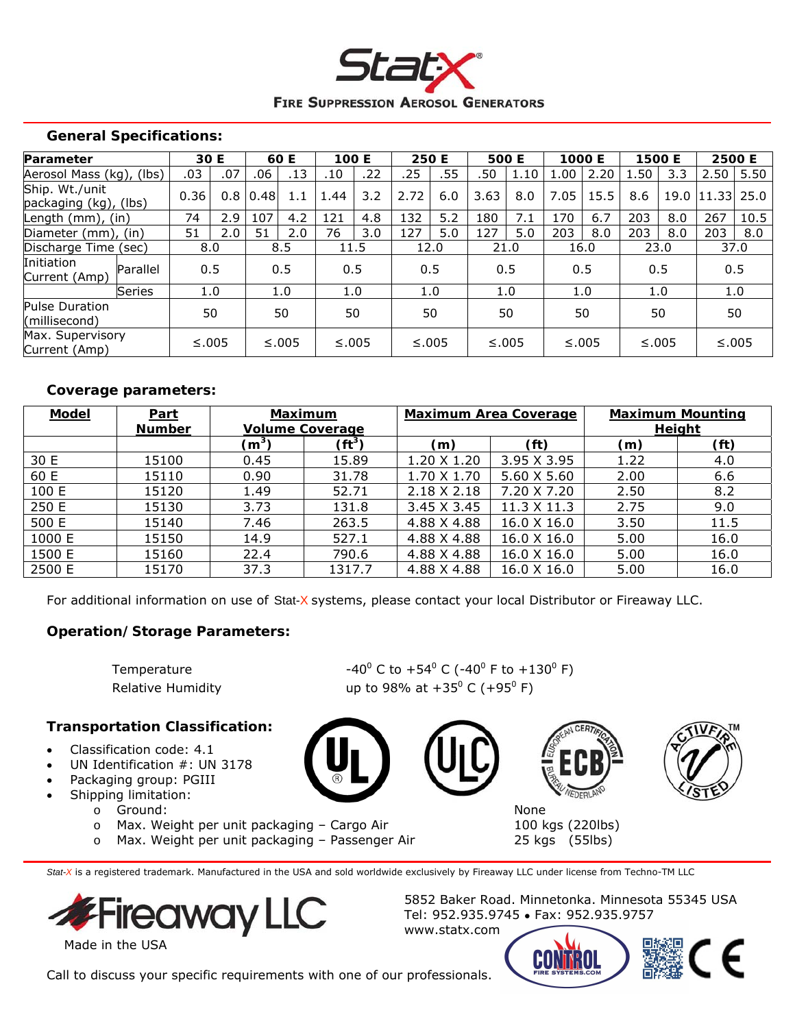**Stat-X®**

**FIRE SUPPRESSION AEROSOL GENERATORS**

### General Specifications:

| Parameter | | 30 E | | 60 E | | 100 E | | 250 E | | 500 E | | 1000 E | | 1500 E | | 2500 E | |
|---|---|---|---|---|---|---|---|---|---|---|---|---|---|---|---|---|---|
| Aerosol Mass (kg), (lbs) | | .03 | .07 | .06 | .13 | .10 | .22 | .25 | .55 | .50 | 1.10 | 1.00 | 2.20 | 1.50 | 3.3 | 2.50 | 5.50 |
| Ship. Wt./unit packaging (kg), (lbs) | | 0.36 | 0.8 | 0.48 | 1.1 | 1.44 | 3.2 | 2.72 | 6.0 | 3.63 | 8.0 | 7.05 | 15.5 | 8.6 | 19.0 | 11.33 | 25.0 |
| Length (mm), (in) | | 74 | 2.9 | 107 | 4.2 | 121 | 4.8 | 132 | 5.2 | 180 | 7.1 | 170 | 6.7 | 203 | 8.0 | 267 | 10.5 |
| Diameter (mm), (in) | | 51 | 2.0 | 51 | 2.0 | 76 | 3.0 | 127 | 5.0 | 127 | 5.0 | 203 | 8.0 | 203 | 8.0 | 203 | 8.0 |
| Discharge Time (sec) | | 8.0 | | 8.5 | | 11.5 | | 12.0 | | 21.0 | | 16.0 | | 23.0 | | 37.0 | |
| Initiation Current (Amp) | Parallel | 0.5 | | 0.5 | | 0.5 | | 0.5 | | 0.5 | | 0.5 | | 0.5 | | 0.5 | |
| | Series | 1.0 | | 1.0 | | 1.0 | | 1.0 | | 1.0 | | 1.0 | | 1.0 | | 1.0 | |
| Pulse Duration (millisecond) | | 50 | | 50 | | 50 | | 50 | | 50 | | 50 | | 50 | | 50 | |
| Max. Supervisory Current (Amp) | | ≤.005 | | ≤.005 | | ≤.005 | | ≤.005 | | ≤.005 | | ≤.005 | | ≤.005 | | ≤.005 | |

### Coverage parameters:

| Model | Part Number | Maximum Volume Coverage | | Maximum Area Coverage | | Maximum Mounting Height | |
|---|---|---|---|---|---|---|---|
| | | ($m^3$) | ($ft^3$) | (m) | (ft) | (m) | (ft) |
| 30 E | 15100 | 0.45 | 15.89 | 1.20 X 1.20 | 3.95 X 3.95 | 1.22 | 4.0 |
| 60 E | 15110 | 0.90 | 31.78 | 1.70 X 1.70 | 5.60 X 5.60 | 2.00 | 6.6 |
| 100 E | 15120 | 1.49 | 52.71 | 2.18 X 2.18 | 7.20 X 7.20 | 2.50 | 8.2 |
| 250 E | 15130 | 3.73 | 131.8 | 3.45 X 3.45 | 11.3 X 11.3 | 2.75 | 9.0 |
| 500 E | 15140 | 7.46 | 263.5 | 4.88 X 4.88 | 16.0 X 16.0 | 3.50 | 11.5 |
| 1000 E | 15150 | 14.9 | 527.1 | 4.88 X 4.88 | 16.0 X 16.0 | 5.00 | 16.0 |
| 1500 E | 15160 | 22.4 | 790.6 | 4.88 X 4.88 | 16.0 X 16.0 | 5.00 | 16.0 |
| 2500 E | 15170 | 37.3 | 1317.7 | 4.88 X 4.88 | 16.0 X 16.0 | 5.00 | 16.0 |

For additional information on use of Stat-X systems, please contact your local Distributor or Fireaway LLC.

### Operation/ Storage Parameters:

Temperature: $-40^0$ C to $+54^0$ C ($-40^0$ F to $+130^0$ F)

Relative Humidity: up to 98% at $+35^0$ C ($+95^0$ F)

### Transportation Classification:

- Classification code: 4.1
- UN Identification #: UN 3178
- Packaging group: PGIII
- Shipping limitation:
  - Ground: None
  - Max. Weight per unit packaging – Cargo Air: 100 kgs (220lbs)
  - Max. Weight per unit packaging – Passenger Air: 25 kgs (55lbs)

*Stat-X* is a registered trademark. Manufactured in the USA and sold worldwide exclusively by Fireaway LLC under license from Techno-TM LLC

Fireaway LLC

Made in the USA

5852 Baker Road. Minnetonka. Minnesota 55345 USA
Tel: 952.935.9745 • Fax: 952.935.9757
www.statx.com

Call to discuss your specific requirements with one of our professionals.